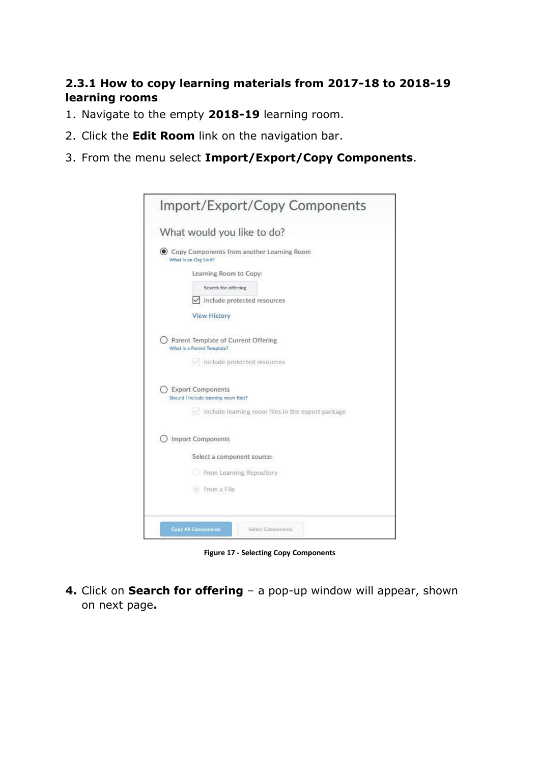### 2.3.1 How to copy learning materials from 2017-18 to 2018-19 learning rooms

1. Navigate to the empty **2018-19** learning room.
2. Click the **Edit Room** link on the navigation bar.
3. From the menu select **Import/Export/Copy Components**.

Figure 17 - Selecting Copy Components

4. Click on **Search for offering** – a pop-up window will appear, shown on next page.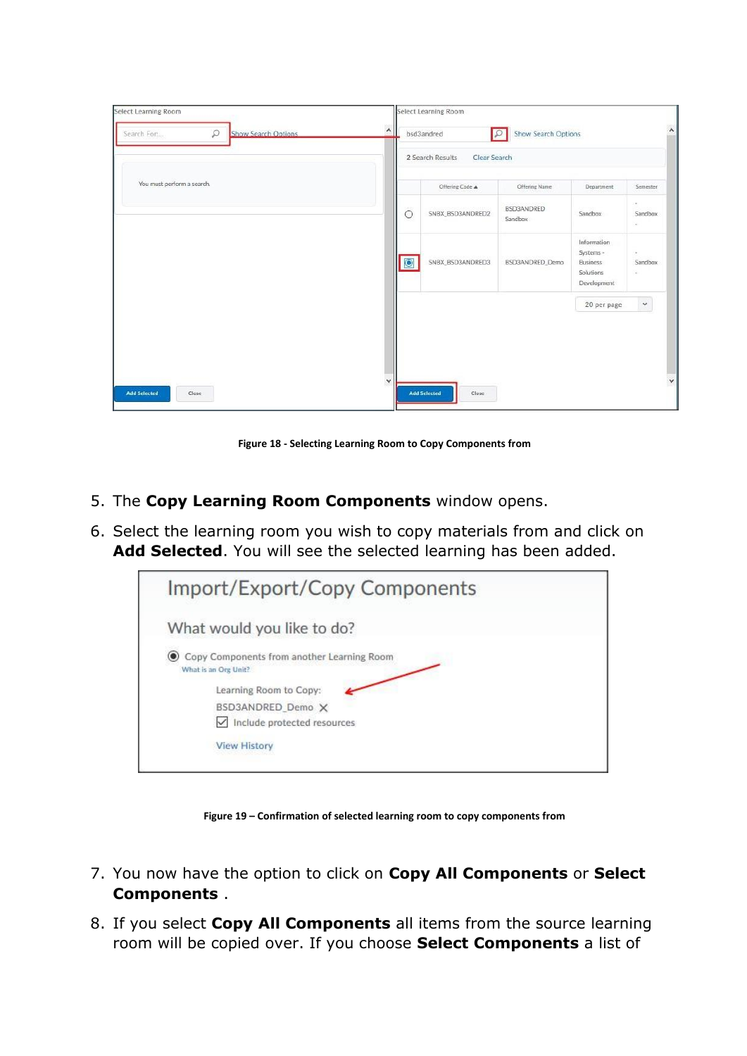Figure 18 - Selecting Learning Room to Copy Components from

5. The **Copy Learning Room Components** window opens.
6. Select the learning room you wish to copy materials from and click on **Add Selected**. You will see the selected learning has been added.

Figure 19 – Confirmation of selected learning room to copy components from

7. You now have the option to click on **Copy All Components** or **Select Components** .
8. If you select **Copy All Components** all items from the source learning room will be copied over. If you choose **Select Components** a list of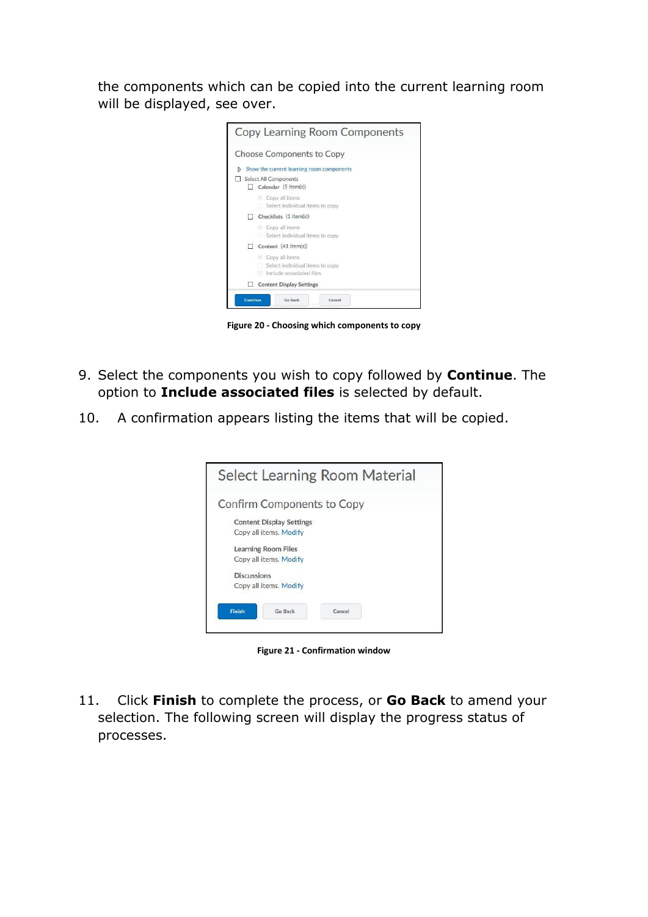the components which can be copied into the current learning room will be displayed, see over.

Figure 20 - Choosing which components to copy

9. Select the components you wish to copy followed by **Continue**. The option to **Include associated files** is selected by default.
10. A confirmation appears listing the items that will be copied.

Figure 21 - Confirmation window

11. Click **Finish** to complete the process, or **Go Back** to amend your selection. The following screen will display the progress status of processes.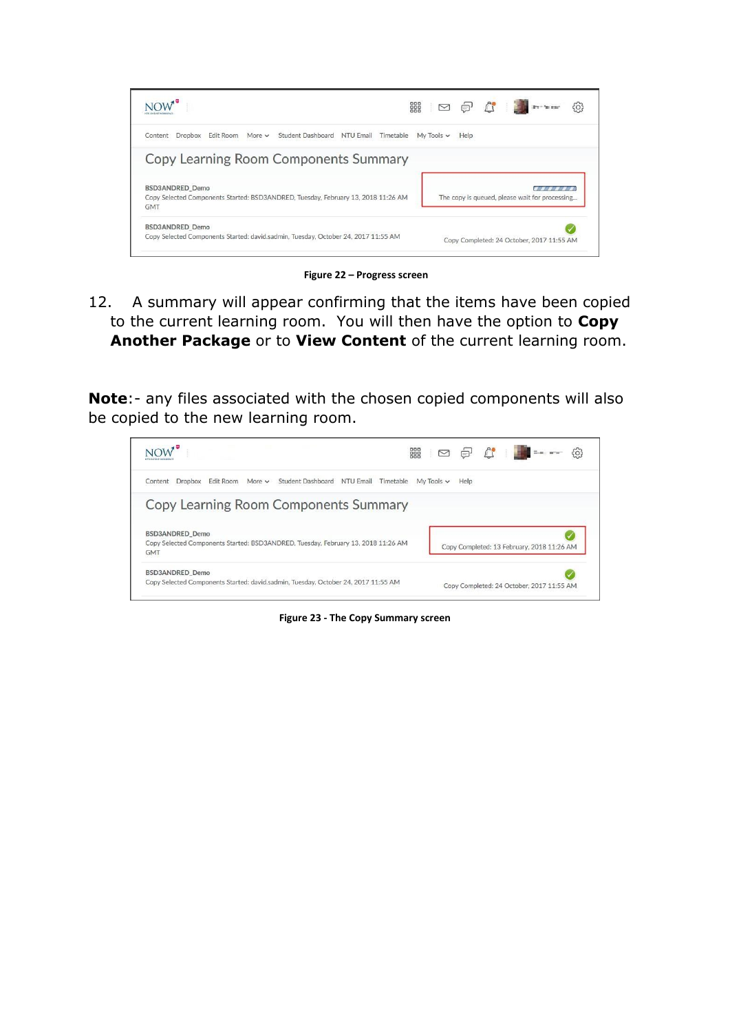Figure 22 – Progress screen

12. A summary will appear confirming that the items have been copied to the current learning room. You will then have the option to **Copy Another Package** or to **View Content** of the current learning room.

**Note**:- any files associated with the chosen copied components will also be copied to the new learning room.

Figure 23 - The Copy Summary screen